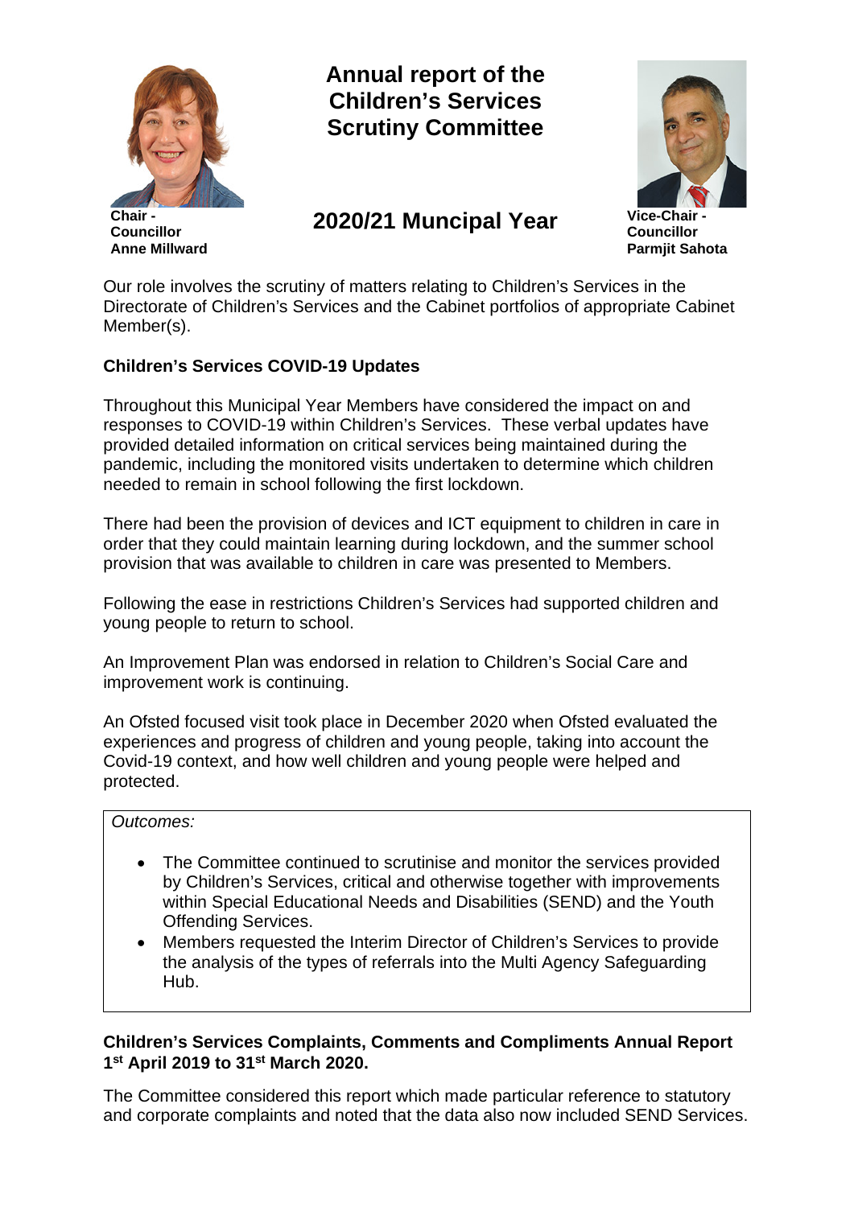**Chair - Councillor Anne Millward**

# Annual report of the Children's Services Scrutiny Committee

## 2020/21 Muncipal Year

**Vice-Chair - Councillor Parmjit Sahota**

Our role involves the scrutiny of matters relating to Children's Services in the Directorate of Children's Services and the Cabinet portfolios of appropriate Cabinet Member(s).

### Children's Services COVID-19 Updates

Throughout this Municipal Year Members have considered the impact on and responses to COVID-19 within Children's Services. These verbal updates have provided detailed information on critical services being maintained during the pandemic, including the monitored visits undertaken to determine which children needed to remain in school following the first lockdown.

There had been the provision of devices and ICT equipment to children in care in order that they could maintain learning during lockdown, and the summer school provision that was available to children in care was presented to Members.

Following the ease in restrictions Children's Services had supported children and young people to return to school.

An Improvement Plan was endorsed in relation to Children's Social Care and improvement work is continuing.

An Ofsted focused visit took place in December 2020 when Ofsted evaluated the experiences and progress of children and young people, taking into account the Covid-19 context, and how well children and young people were helped and protected.

*Outcomes:*

- The Committee continued to scrutinise and monitor the services provided by Children's Services, critical and otherwise together with improvements within Special Educational Needs and Disabilities (SEND) and the Youth Offending Services.
- Members requested the Interim Director of Children's Services to provide the analysis of the types of referrals into the Multi Agency Safeguarding Hub.

### Children's Services Complaints, Comments and Compliments Annual Report 1st April 2019 to 31st March 2020.

The Committee considered this report which made particular reference to statutory and corporate complaints and noted that the data also now included SEND Services.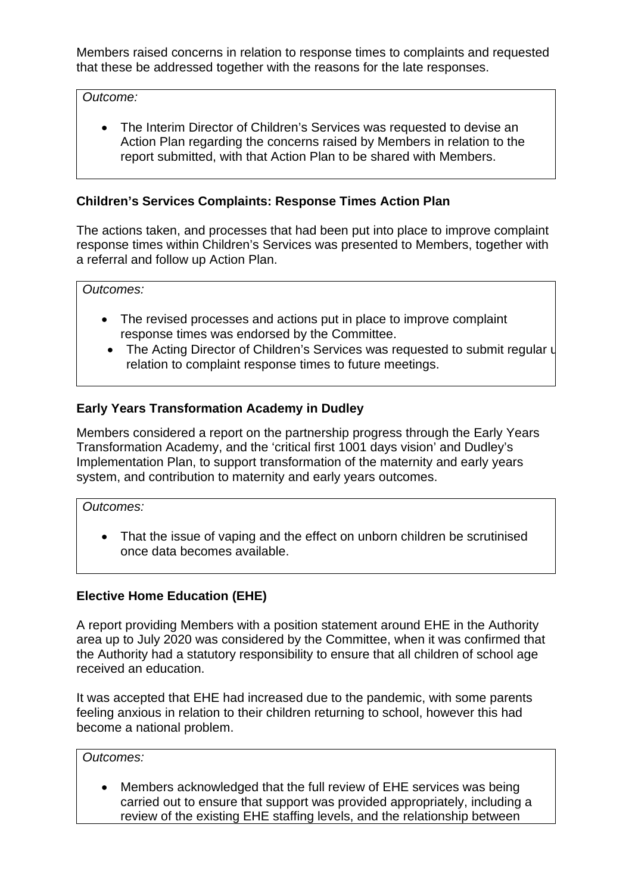Members raised concerns in relation to response times to complaints and requested that these be addressed together with the reasons for the late responses.

*Outcome:*

- The Interim Director of Children's Services was requested to devise an Action Plan regarding the concerns raised by Members in relation to the report submitted, with that Action Plan to be shared with Members.

**Children's Services Complaints: Response Times Action Plan**

The actions taken, and processes that had been put into place to improve complaint response times within Children's Services was presented to Members, together with a referral and follow up Action Plan.

*Outcomes:*

- The revised processes and actions put in place to improve complaint response times was endorsed by the Committee.
- The Acting Director of Children's Services was requested to submit regular u relation to complaint response times to future meetings.

**Early Years Transformation Academy in Dudley**

Members considered a report on the partnership progress through the Early Years Transformation Academy, and the 'critical first 1001 days vision' and Dudley's Implementation Plan, to support transformation of the maternity and early years system, and contribution to maternity and early years outcomes.

*Outcomes:*

- That the issue of vaping and the effect on unborn children be scrutinised once data becomes available.

**Elective Home Education (EHE)**

A report providing Members with a position statement around EHE in the Authority area up to July 2020 was considered by the Committee, when it was confirmed that the Authority had a statutory responsibility to ensure that all children of school age received an education.

It was accepted that EHE had increased due to the pandemic, with some parents feeling anxious in relation to their children returning to school, however this had become a national problem.

*Outcomes:*

- Members acknowledged that the full review of EHE services was being carried out to ensure that support was provided appropriately, including a review of the existing EHE staffing levels, and the relationship between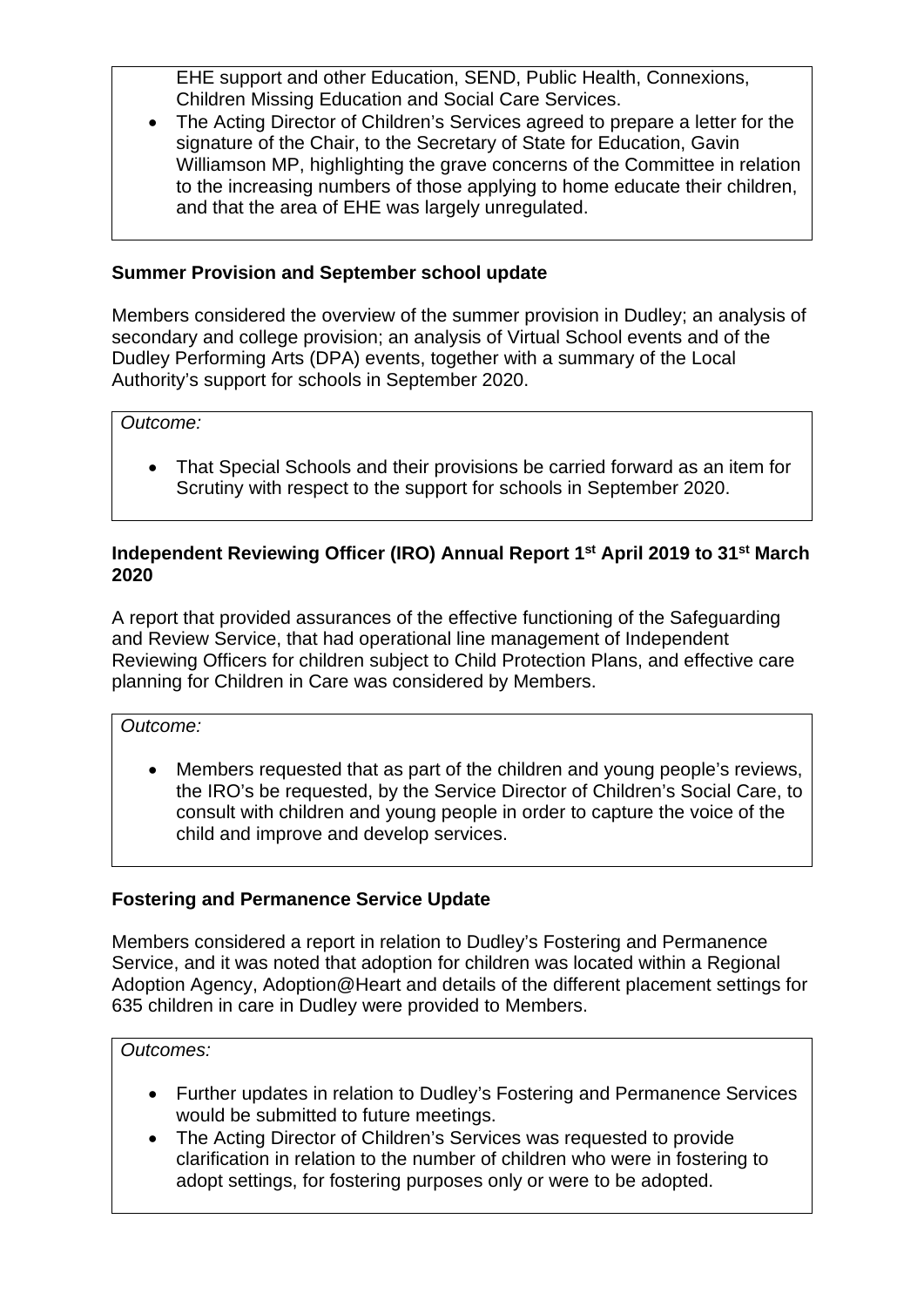EHE support and other Education, SEND, Public Health, Connexions, Children Missing Education and Social Care Services.

- The Acting Director of Children's Services agreed to prepare a letter for the signature of the Chair, to the Secretary of State for Education, Gavin Williamson MP, highlighting the grave concerns of the Committee in relation to the increasing numbers of those applying to home educate their children, and that the area of EHE was largely unregulated.

**Summer Provision and September school update**

Members considered the overview of the summer provision in Dudley; an analysis of secondary and college provision; an analysis of Virtual School events and of the Dudley Performing Arts (DPA) events, together with a summary of the Local Authority's support for schools in September 2020.

*Outcome:*

- That Special Schools and their provisions be carried forward as an item for Scrutiny with respect to the support for schools in September 2020.

**Independent Reviewing Officer (IRO) Annual Report 1st April 2019 to 31st March 2020**

A report that provided assurances of the effective functioning of the Safeguarding and Review Service, that had operational line management of Independent Reviewing Officers for children subject to Child Protection Plans, and effective care planning for Children in Care was considered by Members.

*Outcome:*

- Members requested that as part of the children and young people's reviews, the IRO's be requested, by the Service Director of Children's Social Care, to consult with children and young people in order to capture the voice of the child and improve and develop services.

**Fostering and Permanence Service Update**

Members considered a report in relation to Dudley's Fostering and Permanence Service, and it was noted that adoption for children was located within a Regional Adoption Agency, Adoption@Heart and details of the different placement settings for 635 children in care in Dudley were provided to Members.

*Outcomes:*

- Further updates in relation to Dudley's Fostering and Permanence Services would be submitted to future meetings.
- The Acting Director of Children's Services was requested to provide clarification in relation to the number of children who were in fostering to adopt settings, for fostering purposes only or were to be adopted.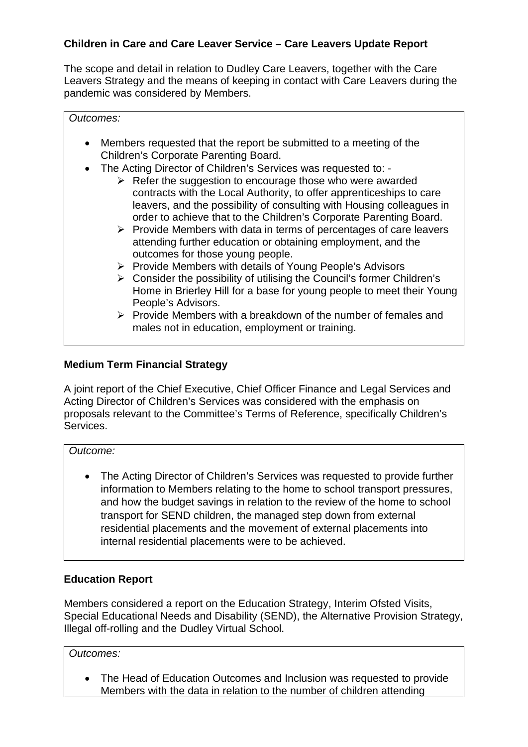**Children in Care and Care Leaver Service – Care Leavers Update Report**

The scope and detail in relation to Dudley Care Leavers, together with the Care Leavers Strategy and the means of keeping in contact with Care Leavers during the pandemic was considered by Members.

*Outcomes:*

- Members requested that the report be submitted to a meeting of the Children's Corporate Parenting Board.
- The Acting Director of Children's Services was requested to: -
  - Refer the suggestion to encourage those who were awarded contracts with the Local Authority, to offer apprenticeships to care leavers, and the possibility of consulting with Housing colleagues in order to achieve that to the Children's Corporate Parenting Board.
  - Provide Members with data in terms of percentages of care leavers attending further education or obtaining employment, and the outcomes for those young people.
  - Provide Members with details of Young People's Advisors
  - Consider the possibility of utilising the Council's former Children's Home in Brierley Hill for a base for young people to meet their Young People's Advisors.
  - Provide Members with a breakdown of the number of females and males not in education, employment or training.

**Medium Term Financial Strategy**

A joint report of the Chief Executive, Chief Officer Finance and Legal Services and Acting Director of Children's Services was considered with the emphasis on proposals relevant to the Committee's Terms of Reference, specifically Children's Services.

*Outcome:*

- The Acting Director of Children's Services was requested to provide further information to Members relating to the home to school transport pressures, and how the budget savings in relation to the review of the home to school transport for SEND children, the managed step down from external residential placements and the movement of external placements into internal residential placements were to be achieved.

**Education Report**

Members considered a report on the Education Strategy, Interim Ofsted Visits, Special Educational Needs and Disability (SEND), the Alternative Provision Strategy, Illegal off-rolling and the Dudley Virtual School.

*Outcomes:*

- The Head of Education Outcomes and Inclusion was requested to provide Members with the data in relation to the number of children attending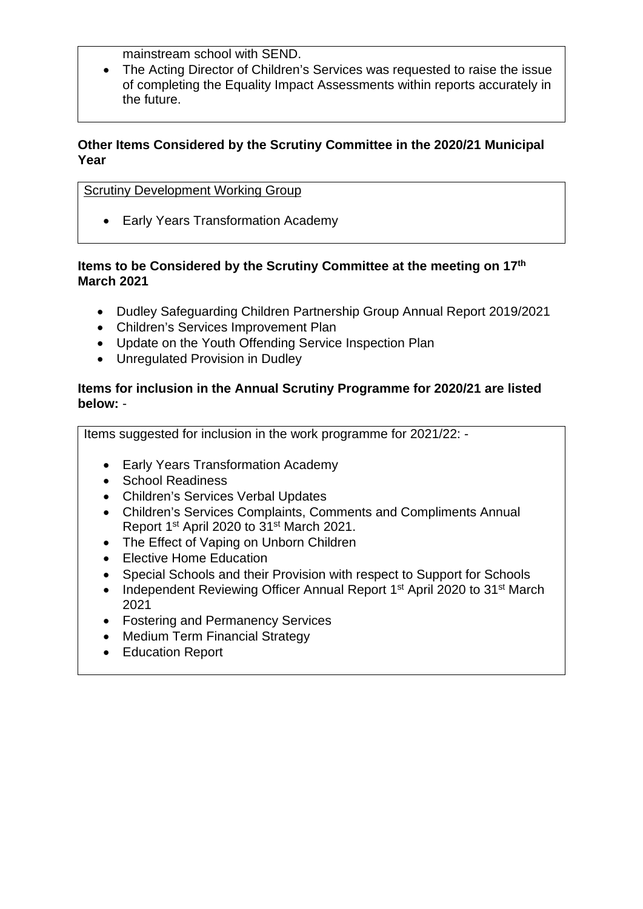mainstream school with SEND.

- The Acting Director of Children's Services was requested to raise the issue of completing the Equality Impact Assessments within reports accurately in the future.

**Other Items Considered by the Scrutiny Committee in the 2020/21 Municipal Year**

Scrutiny Development Working Group

- Early Years Transformation Academy

**Items to be Considered by the Scrutiny Committee at the meeting on 17th March 2021**

- Dudley Safeguarding Children Partnership Group Annual Report 2019/2021
- Children's Services Improvement Plan
- Update on the Youth Offending Service Inspection Plan
- Unregulated Provision in Dudley

**Items for inclusion in the Annual Scrutiny Programme for 2020/21 are listed below:** -

Items suggested for inclusion in the work programme for 2021/22: -

- Early Years Transformation Academy
- School Readiness
- Children's Services Verbal Updates
- Children's Services Complaints, Comments and Compliments Annual Report 1st April 2020 to 31st March 2021.
- The Effect of Vaping on Unborn Children
- Elective Home Education
- Special Schools and their Provision with respect to Support for Schools
- Independent Reviewing Officer Annual Report 1st April 2020 to 31st March 2021
- Fostering and Permanency Services
- Medium Term Financial Strategy
- Education Report